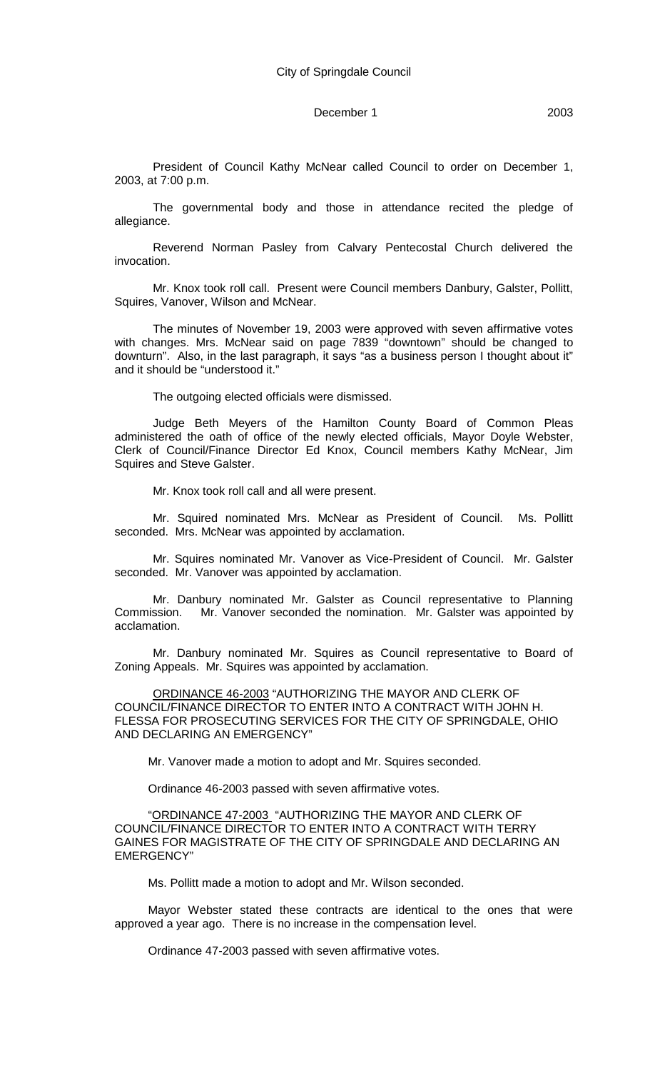City of Springdale Council

December 1 2003

President of Council Kathy McNear called Council to order on December 1, 2003, at 7:00 p.m.

The governmental body and those in attendance recited the pledge of allegiance.

Reverend Norman Pasley from Calvary Pentecostal Church delivered the invocation.

Mr. Knox took roll call. Present were Council members Danbury, Galster, Pollitt, Squires, Vanover, Wilson and McNear.

The minutes of November 19, 2003 were approved with seven affirmative votes with changes. Mrs. McNear said on page 7839 "downtown" should be changed to downturn". Also, in the last paragraph, it says "as a business person I thought about it" and it should be "understood it."

The outgoing elected officials were dismissed.

Judge Beth Meyers of the Hamilton County Board of Common Pleas administered the oath of office of the newly elected officials, Mayor Doyle Webster, Clerk of Council/Finance Director Ed Knox, Council members Kathy McNear, Jim Squires and Steve Galster.

Mr. Knox took roll call and all were present.

Mr. Squired nominated Mrs. McNear as President of Council. Ms. Pollitt seconded. Mrs. McNear was appointed by acclamation.

Mr. Squires nominated Mr. Vanover as Vice-President of Council. Mr. Galster seconded. Mr. Vanover was appointed by acclamation.

Mr. Danbury nominated Mr. Galster as Council representative to Planning Commission. Mr. Vanover seconded the nomination. Mr. Galster was appointed by acclamation.

Mr. Danbury nominated Mr. Squires as Council representative to Board of Zoning Appeals. Mr. Squires was appointed by acclamation.

ORDINANCE 46-2003 "AUTHORIZING THE MAYOR AND CLERK OF COUNCIL/FINANCE DIRECTOR TO ENTER INTO A CONTRACT WITH JOHN H. FLESSA FOR PROSECUTING SERVICES FOR THE CITY OF SPRINGDALE, OHIO AND DECLARING AN EMERGENCY"

Mr. Vanover made a motion to adopt and Mr. Squires seconded.

Ordinance 46-2003 passed with seven affirmative votes.

"ORDINANCE 47-2003 "AUTHORIZING THE MAYOR AND CLERK OF COUNCIL/FINANCE DIRECTOR TO ENTER INTO A CONTRACT WITH TERRY GAINES FOR MAGISTRATE OF THE CITY OF SPRINGDALE AND DECLARING AN EMERGENCY"

Ms. Pollitt made a motion to adopt and Mr. Wilson seconded.

Mayor Webster stated these contracts are identical to the ones that were approved a year ago. There is no increase in the compensation level.

Ordinance 47-2003 passed with seven affirmative votes.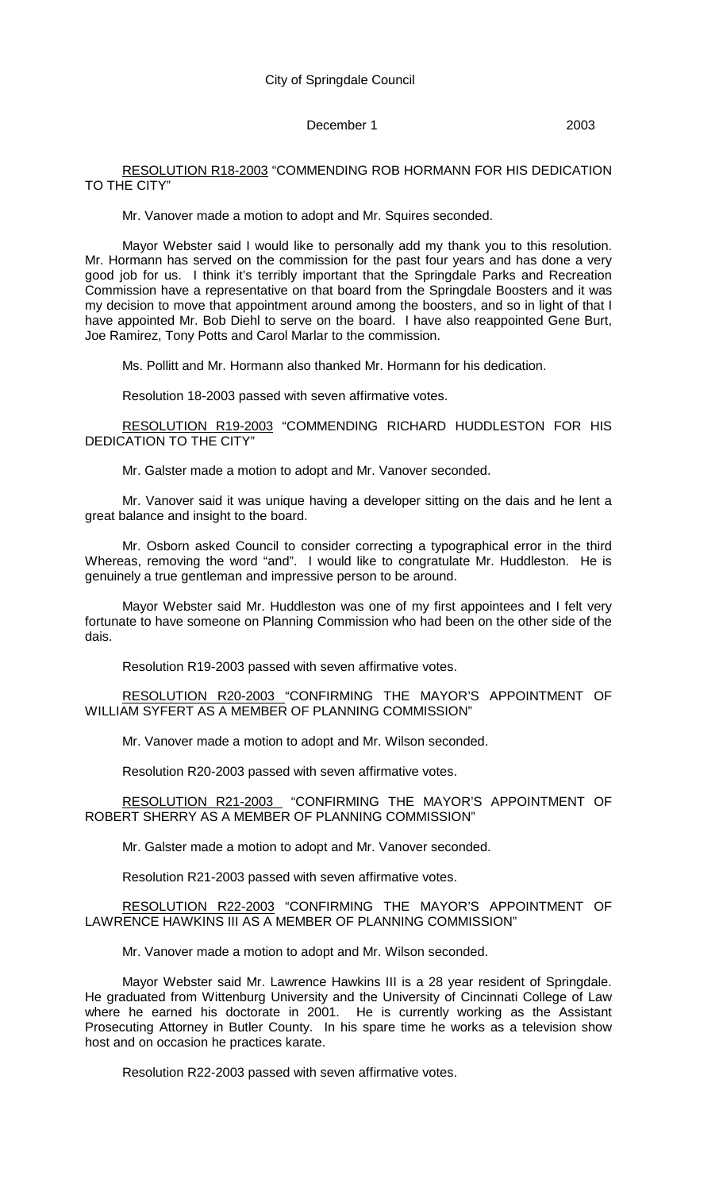RESOLUTION R18-2003 "COMMENDING ROB HORMANN FOR HIS DEDICATION TO THE CITY"

Mr. Vanover made a motion to adopt and Mr. Squires seconded.

Mayor Webster said I would like to personally add my thank you to this resolution. Mr. Hormann has served on the commission for the past four years and has done a very good job for us. I think it's terribly important that the Springdale Parks and Recreation Commission have a representative on that board from the Springdale Boosters and it was my decision to move that appointment around among the boosters, and so in light of that I have appointed Mr. Bob Diehl to serve on the board. I have also reappointed Gene Burt, Joe Ramirez, Tony Potts and Carol Marlar to the commission.

Ms. Pollitt and Mr. Hormann also thanked Mr. Hormann for his dedication.

Resolution 18-2003 passed with seven affirmative votes.

RESOLUTION R19-2003 "COMMENDING RICHARD HUDDLESTON FOR HIS DEDICATION TO THE CITY"

Mr. Galster made a motion to adopt and Mr. Vanover seconded.

Mr. Vanover said it was unique having a developer sitting on the dais and he lent a great balance and insight to the board.

Mr. Osborn asked Council to consider correcting a typographical error in the third Whereas, removing the word "and". I would like to congratulate Mr. Huddleston. He is genuinely a true gentleman and impressive person to be around.

Mayor Webster said Mr. Huddleston was one of my first appointees and I felt very fortunate to have someone on Planning Commission who had been on the other side of the dais.

Resolution R19-2003 passed with seven affirmative votes.

RESOLUTION R20-2003 "CONFIRMING THE MAYOR'S APPOINTMENT OF WILLIAM SYFERT AS A MEMBER OF PLANNING COMMISSION"

Mr. Vanover made a motion to adopt and Mr. Wilson seconded.

Resolution R20-2003 passed with seven affirmative votes.

RESOLUTION R21-2003 "CONFIRMING THE MAYOR'S APPOINTMENT OF ROBERT SHERRY AS A MEMBER OF PLANNING COMMISSION"

Mr. Galster made a motion to adopt and Mr. Vanover seconded.

Resolution R21-2003 passed with seven affirmative votes.

RESOLUTION R22-2003 "CONFIRMING THE MAYOR'S APPOINTMENT OF LAWRENCE HAWKINS III AS A MEMBER OF PLANNING COMMISSION"

Mr. Vanover made a motion to adopt and Mr. Wilson seconded.

Mayor Webster said Mr. Lawrence Hawkins III is a 28 year resident of Springdale. He graduated from Wittenburg University and the University of Cincinnati College of Law where he earned his doctorate in 2001. He is currently working as the Assistant Prosecuting Attorney in Butler County. In his spare time he works as a television show host and on occasion he practices karate.

Resolution R22-2003 passed with seven affirmative votes.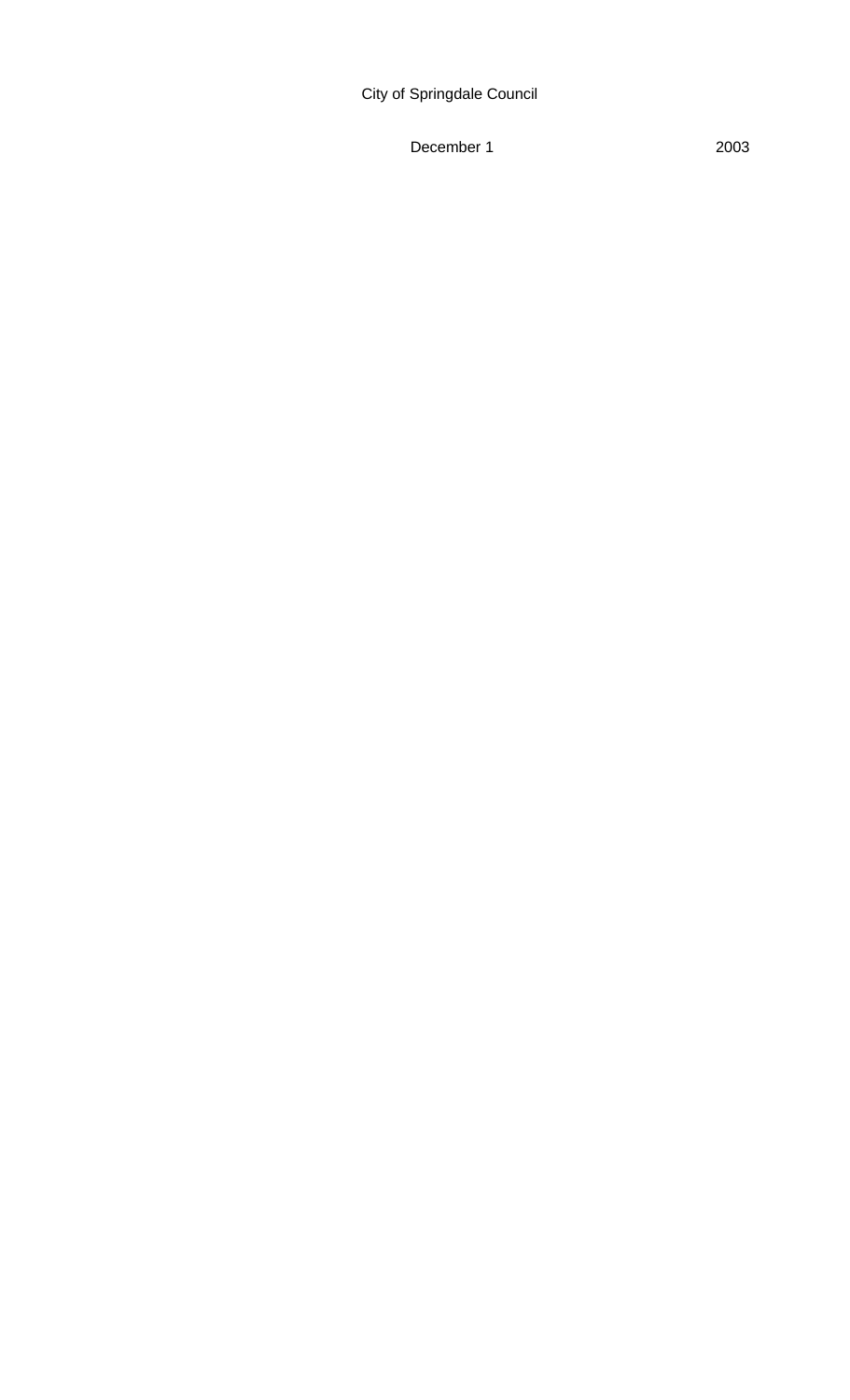City of Springdale Council

December 1 2003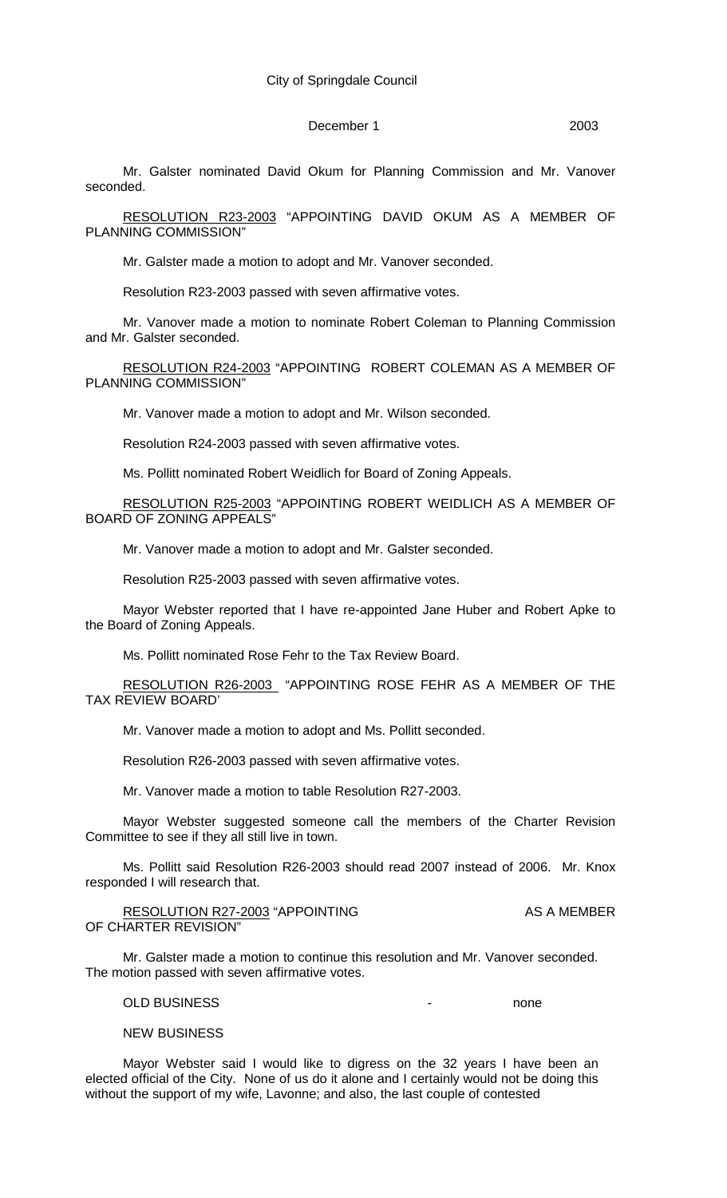Mr. Galster nominated David Okum for Planning Commission and Mr. Vanover seconded.

RESOLUTION R23-2003 "APPOINTING DAVID OKUM AS A MEMBER OF PLANNING COMMISSION"

Mr. Galster made a motion to adopt and Mr. Vanover seconded.

Resolution R23-2003 passed with seven affirmative votes.

Mr. Vanover made a motion to nominate Robert Coleman to Planning Commission and Mr. Galster seconded.

RESOLUTION R24-2003 "APPOINTING ROBERT COLEMAN AS A MEMBER OF PLANNING COMMISSION"

Mr. Vanover made a motion to adopt and Mr. Wilson seconded.

Resolution R24-2003 passed with seven affirmative votes.

Ms. Pollitt nominated Robert Weidlich for Board of Zoning Appeals.

RESOLUTION R25-2003 "APPOINTING ROBERT WEIDLICH AS A MEMBER OF BOARD OF ZONING APPEALS"

Mr. Vanover made a motion to adopt and Mr. Galster seconded.

Resolution R25-2003 passed with seven affirmative votes.

Mayor Webster reported that I have re-appointed Jane Huber and Robert Apke to the Board of Zoning Appeals.

Ms. Pollitt nominated Rose Fehr to the Tax Review Board.

RESOLUTION R26-2003 "APPOINTING ROSE FEHR AS A MEMBER OF THE TAX REVIEW BOARD'

Mr. Vanover made a motion to adopt and Ms. Pollitt seconded.

Resolution R26-2003 passed with seven affirmative votes.

Mr. Vanover made a motion to table Resolution R27-2003.

Mayor Webster suggested someone call the members of the Charter Revision Committee to see if they all still live in town.

Ms. Pollitt said Resolution R26-2003 should read 2007 instead of 2006. Mr. Knox responded I will research that.

RESOLUTION R27-2003 "APPOINTING AS A MEMBER OF CHARTER REVISION"

Mr. Galster made a motion to continue this resolution and Mr. Vanover seconded. The motion passed with seven affirmative votes.

OLD BUSINESS - none

NEW BUSINESS

Mayor Webster said I would like to digress on the 32 years I have been an elected official of the City. None of us do it alone and I certainly would not be doing this without the support of my wife, Lavonne; and also, the last couple of contested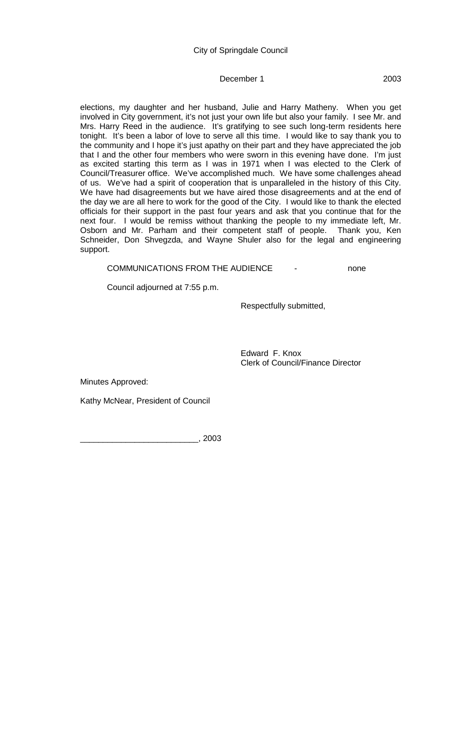elections, my daughter and her husband, Julie and Harry Matheny. When you get involved in City government, it's not just your own life but also your family. I see Mr. and Mrs. Harry Reed in the audience. It's gratifying to see such long-term residents here tonight. It's been a labor of love to serve all this time. I would like to say thank you to the community and I hope it's just apathy on their part and they have appreciated the job that I and the other four members who were sworn in this evening have done. I'm just as excited starting this term as I was in 1971 when I was elected to the Clerk of Council/Treasurer office. We've accomplished much. We have some challenges ahead of us. We've had a spirit of cooperation that is unparalleled in the history of this City. We have had disagreements but we have aired those disagreements and at the end of the day we are all here to work for the good of the City. I would like to thank the elected officials for their support in the past four years and ask that you continue that for the next four. I would be remiss without thanking the people to my immediate left, Mr. Osborn and Mr. Parham and their competent staff of people. Thank you, Ken Schneider, Don Shvegzda, and Wayne Shuler also for the legal and engineering support.

COMMUNICATIONS FROM THE AUDIENCE - none

Council adjourned at 7:55 p.m.

Respectfully submitted,

Edward F. Knox
Clerk of Council/Finance Director

Minutes Approved:

Kathy McNear, President of Council

__________________________, 2003